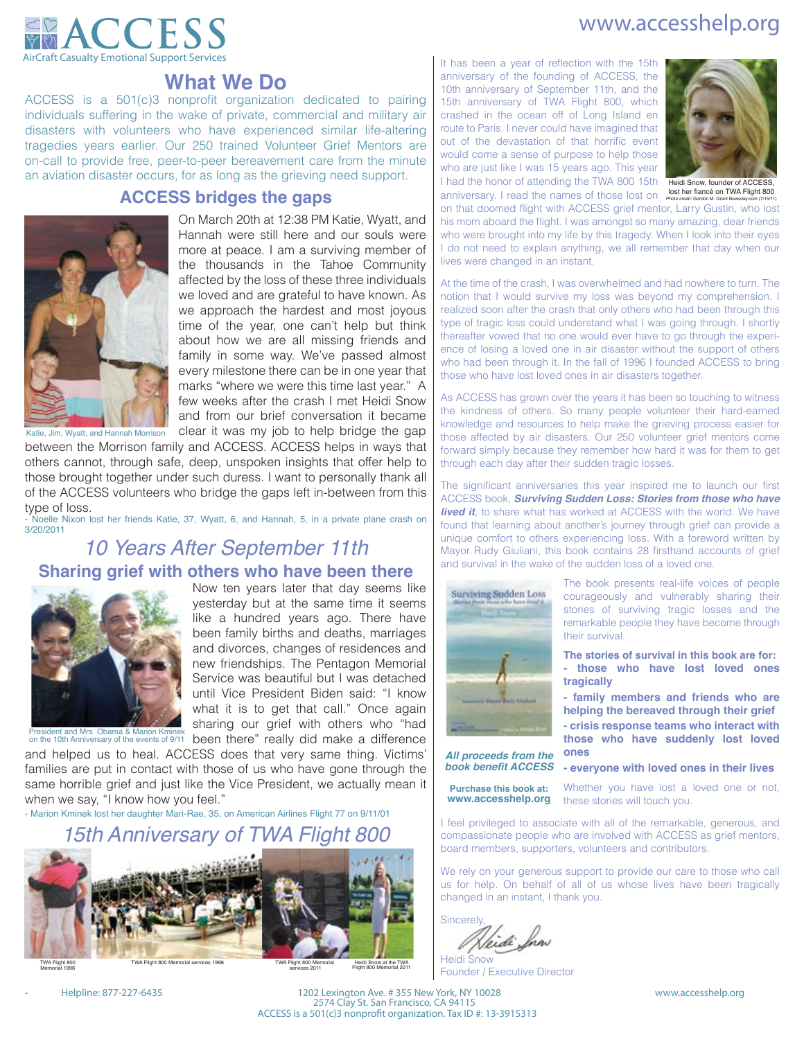# ACCESS

AirCraft Casualty Emotional Support Services

www.accesshelp.org

## What We Do

ACCESS is a 501(c)3 nonprofit organization dedicated to pairing individuals suffering in the wake of private, commercial and military air disasters with volunteers who have experienced similar life-altering tragedies years earlier. Our 250 trained Volunteer Grief Mentors are on-call to provide free, peer-to-peer bereavement care from the minute an aviation disaster occurs, for as long as the grieving need support.

## ACCESS bridges the gaps

Katie, Jim, Wyatt, and Hannah Morrison

On March 20th at 12:38 PM Katie, Wyatt, and Hannah were still here and our souls were more at peace. I am a surviving member of the thousands in the Tahoe Community affected by the loss of these three individuals we loved and are grateful to have known. As we approach the hardest and most joyous time of the year, one can't help but think about how we are all missing friends and family in some way. We've passed almost every milestone there can be in one year that marks "where we were this time last year." A few weeks after the crash I met Heidi Snow and from our brief conversation it became clear it was my job to help bridge the gap between the Morrison family and ACCESS. ACCESS helps in ways that others cannot, through safe, deep, unspoken insights that offer help to those brought together under such duress. I want to personally thank all of the ACCESS volunteers who bridge the gaps left in-between from this type of loss.

- Noelle Nixon lost her friends Katie, 37, Wyatt, 6, and Hannah, 5, in a private plane crash on 3/20/2011

## *10 Years After September 11th*

### Sharing grief with others who have been there

President and Mrs. Obama & Marion Kminek on the 10th Anniversary of the events of 9/11

Now ten years later that day seems like yesterday but at the same time it seems like a hundred years ago. There have been family births and deaths, marriages and divorces, changes of residences and new friendships. The Pentagon Memorial Service was beautiful but I was detached until Vice President Biden said: "I know what it is to get that call." Once again sharing our grief with others who "had been there" really did make a difference and helped us to heal. ACCESS does that very same thing. Victims' families are put in contact with those of us who have gone through the same horrible grief and just like the Vice President, we actually mean it when we say, "I know how you feel."

- Marion Kminek lost her daughter Mari-Rae, 35, on American Airlines Flight 77 on 9/11/01

## *15th Anniversary of TWA Flight 800*

TWA Flight 800 Memorial 1996

TWA Flight 800 Memorial services 1996

TWA Flight 800 Memorial services 2011

Heidi Snow at the TWA Flight 800 Memorial 2011

---

It has been a year of reflection with the 15th anniversary of the founding of ACCESS, the 10th anniversary of September 11th, and the 15th anniversary of TWA Flight 800, which crashed in the ocean off of Long Island en route to Paris. I never could have imagined that out of the devastation of that horrific event would come a sense of purpose to help those who are just like I was 15 years ago. This year I had the honor of attending the TWA 800 15th anniversary. I read the names of those lost on that doomed flight with ACCESS grief mentor, Larry Gustin, who lost his mom aboard the flight. I was amongst so many amazing, dear friends who were brought into my life by this tragedy. When I look into their eyes I do not need to explain anything, we all remember that day when our lives were changed in an instant.

Heidi Snow, founder of ACCESS, lost her fiancé on TWA Flight 800
Photo credit: Gordon M. Grant Newsday.com (7/15/11)

At the time of the crash, I was overwhelmed and had nowhere to turn. The notion that I would survive my loss was beyond my comprehension. I realized soon after the crash that only others who had been through this type of tragic loss could understand what I was going through. I shortly thereafter vowed that no one would ever have to go through the experience of losing a loved one in air disaster without the support of others who had been through it. In the fall of 1996 I founded ACCESS to bring those who have lost loved ones in air disasters together.

As ACCESS has grown over the years it has been so touching to witness the kindness of others. So many people volunteer their hard-earned knowledge and resources to help make the grieving process easier for those affected by air disasters. Our 250 volunteer grief mentors come forward simply because they remember how hard it was for them to get through each day after their sudden tragic losses.

The significant anniversaries this year inspired me to launch our first ACCESS book, ***Surviving Sudden Loss: Stories from those who have lived it***, to share what has worked at ACCESS with the world. We have found that learning about another's journey through grief can provide a unique comfort to others experiencing loss. With a foreword written by Mayor Rudy Giuliani, this book contains 28 firsthand accounts of grief and survival in the wake of the sudden loss of a loved one.

***All proceeds from the book benefit ACCESS***

**Purchase this book at: www.accesshelp.org**

The book presents real-life voices of people courageously and vulnerably sharing their stories of surviving tragic losses and the remarkable people they have become through their survival.

**The stories of survival in this book are for:**

- **those who have lost loved ones tragically**
- **family members and friends who are helping the bereaved through their grief**
- **crisis response teams who interact with those who have suddenly lost loved ones**
- **everyone with loved ones in their lives**

Whether you have lost a loved one or not, these stories will touch you.

I feel privileged to associate with all of the remarkable, generous, and compassionate people who are involved with ACCESS as grief mentors, board members, supporters, volunteers and contributors.

We rely on your generous support to provide our care to those who call us for help. On behalf of all of us whose lives have been tragically changed in an instant, I thank you.

Sincerely,

Heidi Snow
Founder / Executive Director

Helpline: 877-227-6435

1202 Lexington Ave. # 355 New York, NY 10028
2574 Clay St. San Francisco, CA 94115
ACCESS is a 501(c)3 nonprofit organization. Tax ID #: 13-3915313

www.accesshelp.org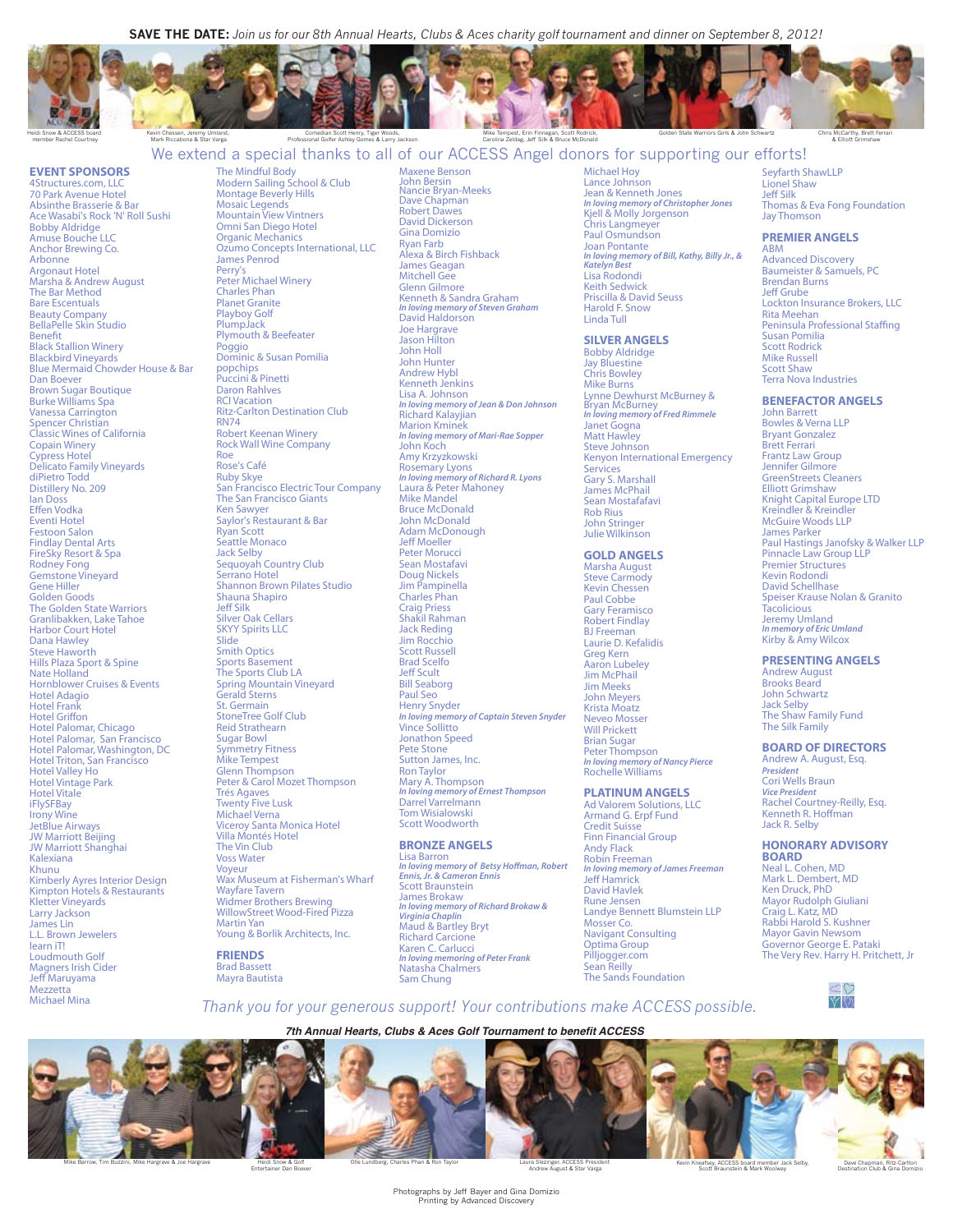**SAVE THE DATE:** *Join us for our 8th Annual Hearts, Clubs & Aces charity golf tournament and dinner on September 8, 2012!*

Heidi Snow & ACCESS board member Rachel Courtney

Kevin Chessen, Jeremy Umland, Mark Riccabona & Star Varga

Comedian Scott Henry, Tiger Woods, Professional Golfer Ashley Gomes & Larry Jackson

Mike Tempest, Erin Finnegan, Scott Rodrick, Carolina Zeldag, Jeff Silk & Bruce McDonald

Golden State Warriors Girls & John Schwartz

Chris McCarthy, Brett Ferrari & Elliott Grimshaw

## We extend a special thanks to all of our ACCESS Angel donors for supporting our efforts!

### EVENT SPONSORS

4Structures.com, LLC
70 Park Avenue Hotel
Absinthe Brasserie & Bar
Ace Wasabi's Rock 'N' Roll Sushi
Bobby Aldridge
Amuse Bouche LLC
Anchor Brewing Co.
Arbonne
Argonaut Hotel
Marsha & Andrew August
The Bar Method
Bare Escentuals
Beauty Company
BellaPelle Skin Studio
Benefit
Black Stallion Winery
Blackbird Vineyards
Blue Mermaid Chowder House & Bar
Dan Boever
Brown Sugar Boutique
Burke Williams Spa
Vanessa Carrington
Spencer Christian
Classic Wines of California
Copain Winery
Cypress Hotel
Delicato Family Vineyards
diPietro Todd
Distillery No. 209
Ian Doss
Effen Vodka
Eventi Hotel
Festoon Salon
Findlay Dental Arts
FireSky Resort & Spa
Rodney Fong
Gemstone Vineyard
Gene Hiller
Golden Goods
The Golden State Warriors
Granlibakken, Lake Tahoe
Harbor Court Hotel
Dana Hawley
Steve Haworth
Hills Plaza Sport & Spine
Nate Holland
Hornblower Cruises & Events
Hotel Adagio
Hotel Frank
Hotel Griffon
Hotel Palomar, Chicago
Hotel Palomar, San Francisco
Hotel Palomar, Washington, DC
Hotel Triton, San Francisco
Hotel Valley Ho
Hotel Vintage Park
Hotel Vitale
iFlySFBay
Irony Wine
JetBlue Airways
JW Marriott Beijing
JW Marriott Shanghai
Kalexiana
Khunu
Kimberly Ayres Interior Design
Kimpton Hotels & Restaurants
Kletter Vineyards
Larry Jackson
James Lin
L.L. Brown Jewelers
learn iT!
Loudmouth Golf
Magners Irish Cider
Jeff Maruyama
Mezzetta
Michael Mina
The Mindful Body
Modern Sailing School & Club
Montage Beverly Hills
Mosaic Legends
Mountain View Vintners
Omni San Diego Hotel
Organic Mechanics
Ozumo Concepts International, LLC
James Penrod
Perry's
Peter Michael Winery
Charles Phan
Planet Granite
Playboy Golf
PlumpJack
Plymouth & Beefeater
Poggio
Dominic & Susan Pomilia
popchips
Puccini & Pinetti
Daron Rahlves
RCI Vacation
Ritz-Carlton Destination Club
RN74
Robert Keenan Winery
Rock Wall Wine Company
Roe
Rose's Café
Ruby Skye
San Francisco Electric Tour Company
The San Francisco Giants
Ken Sawyer
Saylor's Restaurant & Bar
Ryan Scott
Seattle Monaco
Jack Selby
Sequoyah Country Club
Serrano Hotel
Shannon Brown Pilates Studio
Shauna Shapiro
Jeff Silk
Silver Oak Cellars
SKYY Spirits LLC
Slide
Smith Optics
Sports Basement
The Sports Club LA
Spring Mountain Vineyard
Gerald Sterns
St. Germain
StoneTree Golf Club
Reid Strathearn
Sugar Bowl
Symmetry Fitness
Mike Tempest
Glenn Thompson
Peter & Carol Mozet Thompson
Trés Agaves
Twenty Five Lusk
Michael Verna
Viceroy Santa Monica Hotel
Villa Montés Hotel
The Vin Club
Voss Water
Voyeur
Wax Museum at Fisherman's Wharf
Wayfare Tavern
Widmer Brothers Brewing
WillowStreet Wood-Fired Pizza
Martin Yan
Young & Borlik Architects, Inc.

### FRIENDS

Brad Bassett
Mayra Bautista
Maxene Benson
John Bersin
Nancie Bryan-Meeks
Dave Chapman
Robert Dawes
David Dickerson
Gina Domizio
Ryan Farb
Alexa & Birch Fishback
James Geagan
Mitchell Gee
Glenn Gilmore
Kenneth & Sandra Graham
*In loving memory of Steven Graham*
David Haldorson
Joe Hargrave
Jason Hilton
John Holl
John Hunter
Andrew Hybl
Kenneth Jenkins
Lisa A. Johnson
*In loving memory of Jean & Don Johnson*
Richard Kalayjian
Marion Kminek
*In loving memory of Mari-Rae Sopper*
John Koch
Amy Krzyzkowski
Rosemary Lyons
*In loving memory of Richard R. Lyons*
Laura & Peter Mahoney
Mike Mandel
Bruce McDonald
John McDonald
Adam McDonough
Jeff Moeller
Peter Morucci
Sean Mostafavi
Doug Nickels
Jim Pampinella
Charles Phan
Craig Priess
Shakil Rahman
Jack Reding
Jim Rocchio
Scott Russell
Brad Scelfo
Jeff Scult
Bill Seaborg
Paul Seo
Henry Snyder
*In loving memory of Captain Steven Snyder*
Vince Sollitto
Jonathon Speed
Pete Stone
Sutton James, Inc.
Ron Taylor
Mary A. Thompson
*In loving memory of Ernest Thompson*
Darrel Varrelmann
Tom Wisialowski
Scott Woodworth

### BRONZE ANGELS

Lisa Barron
*In loving memory of Betsy Hoffman, Robert Ennis, Jr. & Cameron Ennis*
Scott Braunstein
James Brokaw
*In loving memory of Richard Brokaw & Virginia Chaplin*
Maud & Bartley Bryt
Richard Carcione
Karen C. Carlucci
*In loving memoring of Peter Frank*
Natasha Chalmers
Sam Chung
Michael Hoy
Lance Johnson
Jean & Kenneth Jones
*In loving memory of Christopher Jones*
Kjell & Molly Jorgenson
Chris Langmeyer
Paul Osmundson
Joan Pontante
*In loving memory of Bill, Kathy, Billy Jr., & Katelyn Best*
Lisa Rodondi
Keith Sedwick
Priscilla & David Seuss
Harold F. Snow
Linda Tull

### SILVER ANGELS

Bobby Aldridge
Jay Bluestine
Chris Bowley
Mike Burns
Lynne Dewhurst McBurney & Bryan McBurney
*In loving memory of Fred Rimmele*
Janet Gogna
Matt Hawley
Steve Johnson
Kenyon International Emergency Services
Gary S. Marshall
James McPhail
Sean Mostafavi
Rob Rius
John Stringer
Julie Wilkinson

### GOLD ANGELS

Marsha August
Steve Carmody
Kevin Chessen
Paul Cobbe
Gary Feramisco
Robert Findlay
BJ Freeman
Laurie D. Kefalidis
Greg Kern
Aaron Lubeley
Jim McPhail
Jim Meeks
John Meyers
Krista Moatz
Neveo Mosser
Will Prickett
Brian Sugar
Peter Thompson
*In loving memory of Nancy Pierce*
Rochelle Williams

### PLATINUM ANGELS

Ad Valorem Solutions, LLC
Armand G. Erpf Fund
Credit Suisse
Finn Financial Group
Andy Flack
Robin Freeman
*In loving memory of James Freeman*
Jeff Hamrick
David Havlek
Rune Jensen
Landye Bennett Blumstein LLP
Mosser Co.
Navigant Consulting
Optima Group
Pilljogger.com
Sean Reilly
The Sands Foundation
Seyfarth ShawLLP
Lionel Shaw
Jeff Silk
Thomas & Eva Fong Foundation
Jay Thomson

### PREMIER ANGELS

ABM
Advanced Discovery
Baumeister & Samuels, PC
Brendan Burns
Jeff Grube
Lockton Insurance Brokers, LLC
Rita Meehan
Peninsula Professional Staffing
Susan Pomilia
Scott Rodrick
Mike Russell
Scott Shaw
Terra Nova Industries

### BENEFACTOR ANGELS

John Barrett
Bowles & Verna LLP
Bryant Gonzalez
Brett Ferrari
Frantz Law Group
Jennifer Gilmore
GreenStreets Cleaners
Elliott Grimshaw
Knight Capital Europe LTD
Kreindler & Kreindler
McGuire Woods LLP
James Parker
Paul Hastings Janofsky & Walker LLP
Pinnacle Law Group LLP
Premier Structures
Kevin Rodondi
David Schellhase
Speiser Krause Nolan & Granito
Tacolicious
Jeremy Umland
*In memory of Eric Umland*
Kirby & Amy Wilcox

### PRESENTING ANGELS

Andrew August
Brooks Beard
John Schwartz
Jack Selby
The Shaw Family Fund
The Silk Family

### BOARD OF DIRECTORS

Andrew A. August, Esq.
*President*
Cori Wells Braun
*Vice President*
Rachel Courtney-Reilly, Esq.
Kenneth R. Hoffman
Jack R. Selby

### HONORARY ADVISORY BOARD

Neal L. Cohen, MD
Mark L. Dembert, MD
Ken Druck, PhD
Mayor Rudolph Giuliani
Craig L. Katz, MD
Rabbi Harold S. Kushner
Mayor Gavin Newsom
Governor George E. Pataki
The Very Rev. Harry H. Pritchett, Jr

*Thank you for your generous support! Your contributions make ACCESS possible.*

***7th Annual Hearts, Clubs & Aces Golf Tournament to benefit ACCESS***

Mike Barrow, Tim Buzzini, Mike Hargrave & Joe Hargrave

Heidi Snow & Golf Entertainer Dan Boever

Olle Lundberg, Charles Phan & Ron Taylor

Laura Slezinger, ACCESS President Andrew August & Star Varga

Kevin Kneafsey, ACCESS board member Jack Selby, Scott Braunstein & Mark Woolway

Dave Chapman, Ritz-Carlton Destination Club & Gina Domizio

Photographs by Jeff Bayer and Gina Domizio
Printing by Advanced Discovery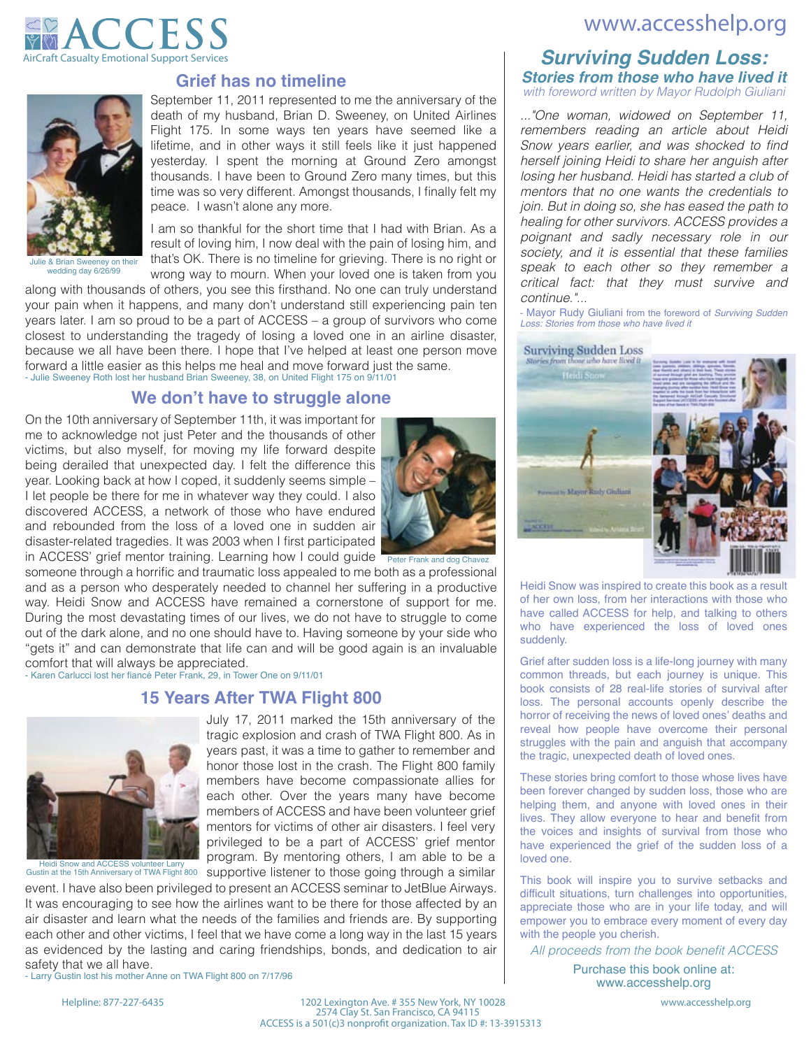# ACCESS

AirCraft Casualty Emotional Support Services

www.accesshelp.org

## Grief has no timeline

Julie & Brian Sweeney on their wedding day 6/26/99

September 11, 2011 represented to me the anniversary of the death of my husband, Brian D. Sweeney, on United Airlines Flight 175. In some ways ten years have seemed like a lifetime, and in other ways it still feels like it just happened yesterday. I spent the morning at Ground Zero amongst thousands. I have been to Ground Zero many times, but this time was so very different. Amongst thousands, I finally felt my peace. I wasn't alone any more.

I am so thankful for the short time that I had with Brian. As a result of loving him, I now deal with the pain of losing him, and that's OK. There is no timeline for grieving. There is no right or wrong way to mourn. When your loved one is taken from you along with thousands of others, you see this firsthand. No one can truly understand your pain when it happens, and many don't understand still experiencing pain ten years later. I am so proud to be a part of ACCESS – a group of survivors who come closest to understanding the tragedy of losing a loved one in an airline disaster, because we all have been there. I hope that I've helped at least one person move forward a little easier as this helps me heal and move forward just the same.

- Julie Sweeney Roth lost her husband Brian Sweeney, 38, on United Flight 175 on 9/11/01

## We don't have to struggle alone

On the 10th anniversary of September 11th, it was important for me to acknowledge not just Peter and the thousands of other victims, but also myself, for moving my life forward despite being derailed that unexpected day. I felt the difference this year. Looking back at how I coped, it suddenly seems simple – I let people be there for me in whatever way they could. I also discovered ACCESS, a network of those who have endured and rebounded from the loss of a loved one in sudden air disaster-related tragedies. It was 2003 when I first participated in ACCESS' grief mentor training. Learning how I could guide someone through a horrific and traumatic loss appealed to me both as a professional and as a person who desperately needed to channel her suffering in a productive way. Heidi Snow and ACCESS have remained a cornerstone of support for me. During the most devastating times of our lives, we do not have to struggle to come out of the dark alone, and no one should have to. Having someone by your side who "gets it" and can demonstrate that life can and will be good again is an invaluable comfort that will always be appreciated.

Peter Frank and dog Chavez

- Karen Carlucci lost her fiancé Peter Frank, 29, in Tower One on 9/11/01

## 15 Years After TWA Flight 800

Heidi Snow and ACCESS volunteer Larry Gustin at the 15th Anniversary of TWA Flight 800

July 17, 2011 marked the 15th anniversary of the tragic explosion and crash of TWA Flight 800. As in years past, it was a time to gather to remember and honor those lost in the crash. The Flight 800 family members have become compassionate allies for each other. Over the years many have become members of ACCESS and have been volunteer grief mentors for victims of other air disasters. I feel very privileged to be a part of ACCESS' grief mentor program. By mentoring others, I am able to be a supportive listener to those going through a similar event. I have also been privileged to present an ACCESS seminar to JetBlue Airways. It was encouraging to see how the airlines want to be there for those affected by an air disaster and learn what the needs of the families and friends are. By supporting each other and other victims, I feel that we have come a long way in the last 15 years as evidenced by the lasting and caring friendships, bonds, and dedication to air safety that we all have.

- Larry Gustin lost his mother Anne on TWA Flight 800 on 7/17/96

## *Surviving Sudden Loss:*

### *Stories from those who have lived it*

*with foreword written by Mayor Rudolph Giuliani*

*..."One woman, widowed on September 11, remembers reading an article about Heidi Snow years earlier, and was shocked to find herself joining Heidi to share her anguish after losing her husband. Heidi has started a club of mentors that no one wants the credentials to join. But in doing so, she has eased the path to healing for other survivors. ACCESS provides a poignant and sadly necessary role in our society, and it is essential that these families speak to each other so they remember a critical fact: that they must survive and continue."...*

- Mayor Rudy Giuliani from the foreword of *Surviving Sudden Loss: Stories from those who have lived it*

Heidi Snow was inspired to create this book as a result of her own loss, from her interactions with those who have called ACCESS for help, and talking to others who have experienced the loss of loved ones suddenly.

Grief after sudden loss is a life-long journey with many common threads, but each journey is unique. This book consists of 28 real-life stories of survival after loss. The personal accounts openly describe the horror of receiving the news of loved ones' deaths and reveal how people have overcome their personal struggles with the pain and anguish that accompany the tragic, unexpected death of loved ones.

These stories bring comfort to those whose lives have been forever changed by sudden loss, those who are helping them, and anyone with loved ones in their lives. They allow everyone to hear and benefit from the voices and insights of survival from those who have experienced the grief of the sudden loss of a loved one.

This book will inspire you to survive setbacks and difficult situations, turn challenges into opportunities, appreciate those who are in your life today, and will empower you to embrace every moment of every day with the people you cherish.

*All proceeds from the book benefit ACCESS*

Purchase this book online at:
www.accesshelp.org

Helpline: 877-227-6435

1202 Lexington Ave. # 355 New York, NY 10028
2574 Clay St. San Francisco, CA 94115
ACCESS is a 501(c)3 nonprofit organization. Tax ID #: 13-3915313

www.accesshelp.org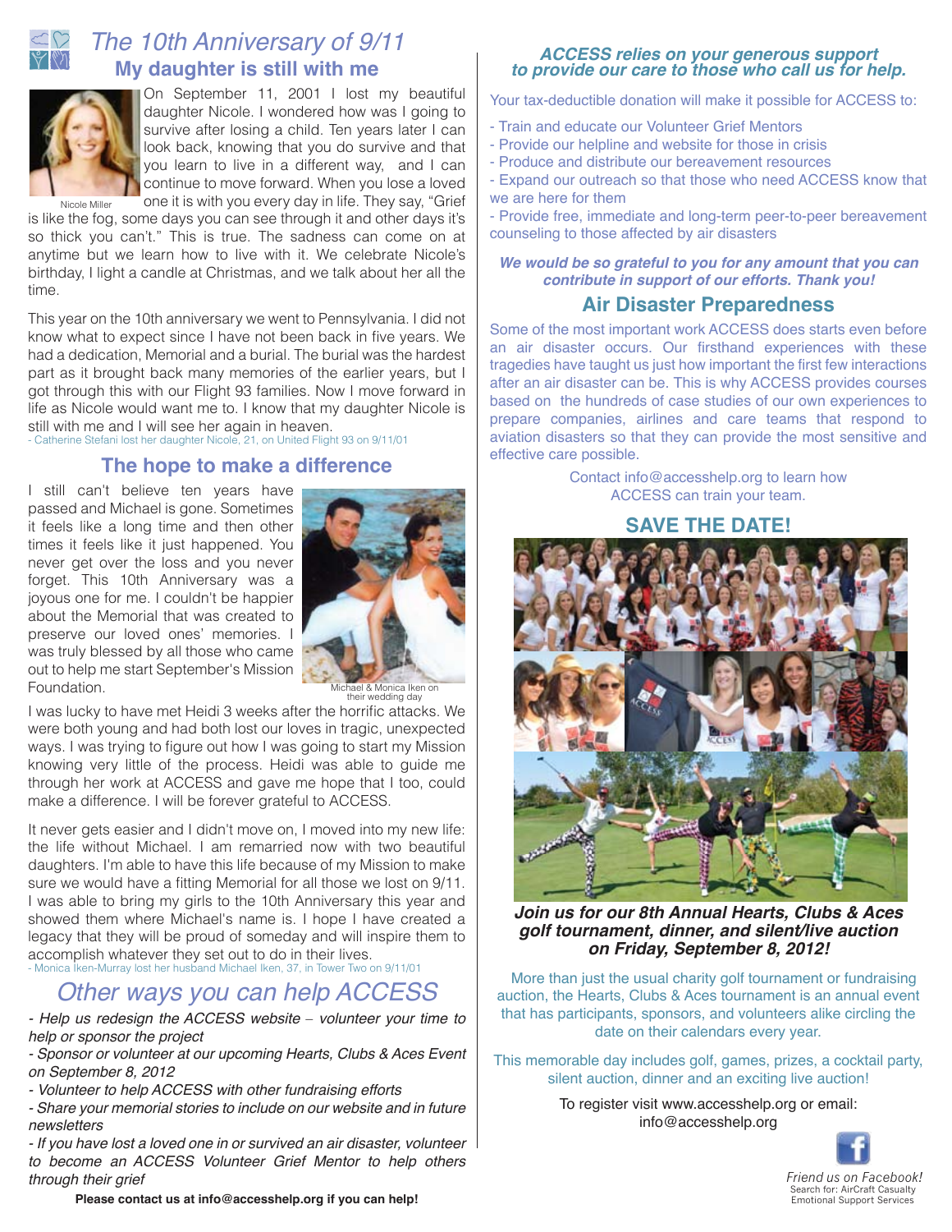# The 10th Anniversary of 9/11

## My daughter is still with me

Nicole Miller

On September 11, 2001 I lost my beautiful daughter Nicole. I wondered how was I going to survive after losing a child. Ten years later I can look back, knowing that you do survive and that you learn to live in a different way, and I can continue to move forward. When you lose a loved one it is with you every day in life. They say, "Grief is like the fog, some days you can see through it and other days it's so thick you can't." This is true. The sadness can come on at anytime but we learn how to live with it. We celebrate Nicole's birthday, I light a candle at Christmas, and we talk about her all the time.

This year on the 10th anniversary we went to Pennsylvania. I did not know what to expect since I have not been back in five years. We had a dedication, Memorial and a burial. The burial was the hardest part as it brought back many memories of the earlier years, but I got through this with our Flight 93 families. Now I move forward in life as Nicole would want me to. I know that my daughter Nicole is still with me and I will see her again in heaven.

- Catherine Stefani lost her daughter Nicole, 21, on United Flight 93 on 9/11/01

## The hope to make a difference

I still can't believe ten years have passed and Michael is gone. Sometimes it feels like a long time and then other times it feels like it just happened. You never get over the loss and you never forget. This 10th Anniversary was a joyous one for me. I couldn't be happier about the Memorial that was created to preserve our loved ones' memories. I was truly blessed by all those who came out to help me start September's Mission Foundation.

Michael & Monica Iken on their wedding day

I was lucky to have met Heidi 3 weeks after the horrific attacks. We were both young and had both lost our loves in tragic, unexpected ways. I was trying to figure out how I was going to start my Mission knowing very little of the process. Heidi was able to guide me through her work at ACCESS and gave me hope that I too, could make a difference. I will be forever grateful to ACCESS.

It never gets easier and I didn't move on, I moved into my new life: the life without Michael. I am remarried now with two beautiful daughters. I'm able to have this life because of my Mission to make sure we would have a fitting Memorial for all those we lost on 9/11. I was able to bring my girls to the 10th Anniversary this year and showed them where Michael's name is. I hope I have created a legacy that they will be proud of someday and will inspire them to accomplish whatever they set out to do in their lives.

- Monica Iken-Murray lost her husband Michael Iken, 37, in Tower Two on 9/11/01

# *Other ways you can help ACCESS*

*- Help us redesign the ACCESS website – volunteer your time to help or sponsor the project*

*- Sponsor or volunteer at our upcoming Hearts, Clubs & Aces Event on September 8, 2012*

*- Volunteer to help ACCESS with other fundraising efforts*

*- Share your memorial stories to include on our website and in future newsletters*

*- If you have lost a loved one in or survived an air disaster, volunteer to become an ACCESS Volunteer Grief Mentor to help others through their grief*

**Please contact us at info@accesshelp.org if you can help!**

### *ACCESS relies on your generous support to provide our care to those who call us for help.*

Your tax-deductible donation will make it possible for ACCESS to:

- Train and educate our Volunteer Grief Mentors
- Provide our helpline and website for those in crisis
- Produce and distribute our bereavement resources
- Expand our outreach so that those who need ACCESS know that we are here for them
- Provide free, immediate and long-term peer-to-peer bereavement counseling to those affected by air disasters

***We would be so grateful to you for any amount that you can contribute in support of our efforts. Thank you!***

## Air Disaster Preparedness

Some of the most important work ACCESS does starts even before an air disaster occurs. Our firsthand experiences with these tragedies have taught us just how important the first few interactions after an air disaster can be. This is why ACCESS provides courses based on the hundreds of case studies of our own experiences to prepare companies, airlines and care teams that respond to aviation disasters so that they can provide the most sensitive and effective care possible.

Contact info@accesshelp.org to learn how ACCESS can train your team.

## SAVE THE DATE!

***Join us for our 8th Annual Hearts, Clubs & Aces golf tournament, dinner, and silent/live auction on Friday, September 8, 2012!***

More than just the usual charity golf tournament or fundraising auction, the Hearts, Clubs & Aces tournament is an annual event that has participants, sponsors, and volunteers alike circling the date on their calendars every year.

This memorable day includes golf, games, prizes, a cocktail party, silent auction, dinner and an exciting live auction!

To register visit www.accesshelp.org or email: info@accesshelp.org

*Friend us on Facebook!*
Search for: AirCraft Casualty Emotional Support Services